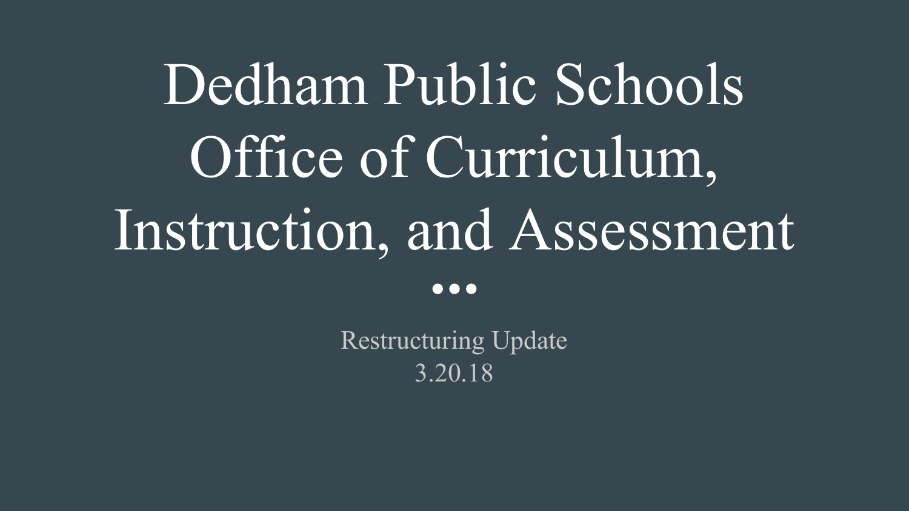# Dedham Public Schools Office of Curriculum, Instruction, and Assessment

Restructuring Update
3.20.18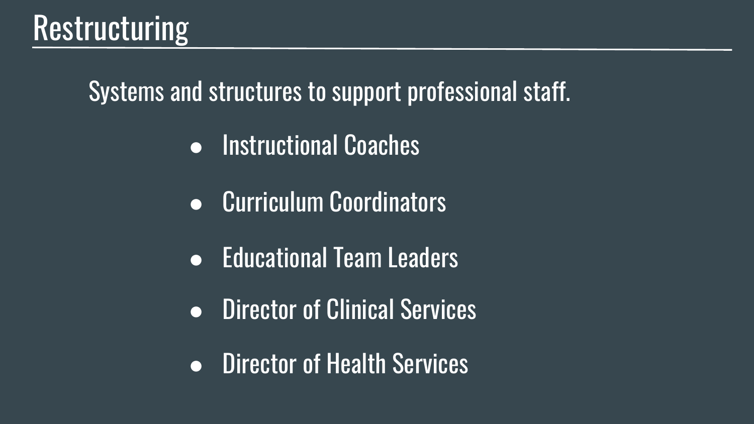# Restructuring

Systems and structures to support professional staff.

- Instructional Coaches
- Curriculum Coordinators
- Educational Team Leaders
- Director of Clinical Services
- Director of Health Services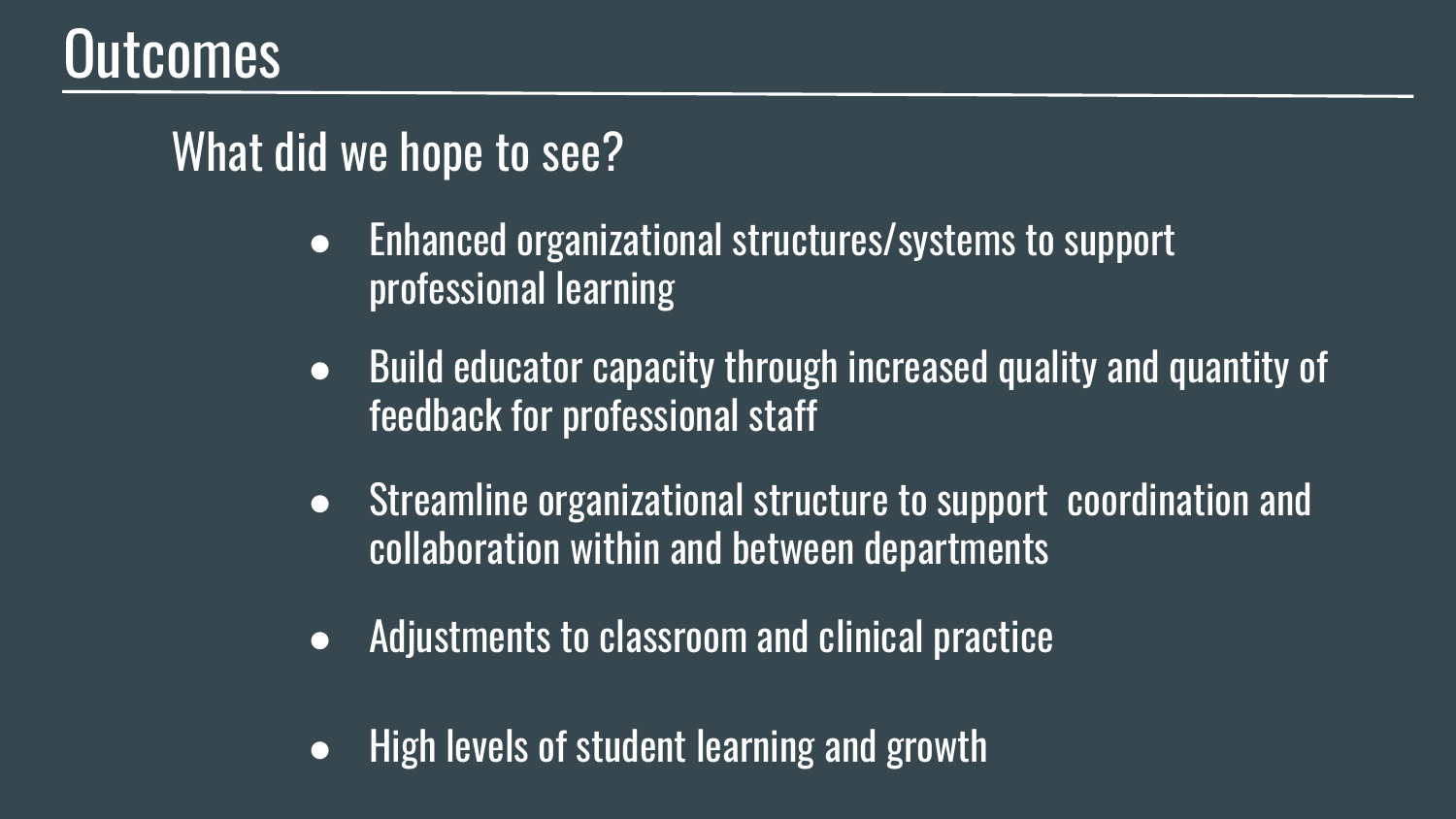# Outcomes

## What did we hope to see?

- Enhanced organizational structures/systems to support professional learning
- Build educator capacity through increased quality and quantity of feedback for professional staff
- Streamline organizational structure to support coordination and collaboration within and between departments
- Adjustments to classroom and clinical practice
- High levels of student learning and growth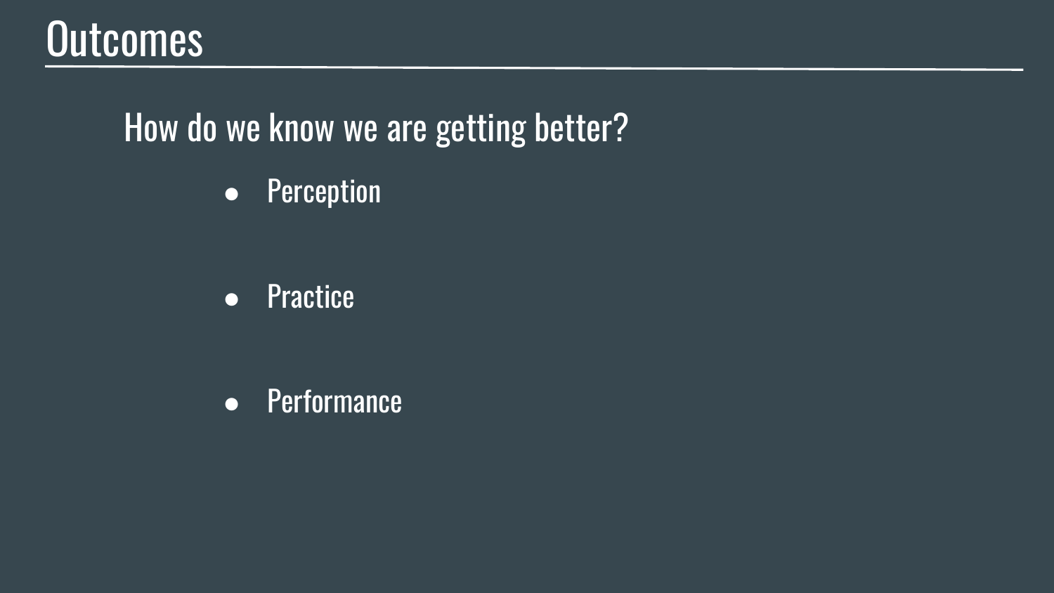# Outcomes

How do we know we are getting better?

- Perception
- Practice
- Performance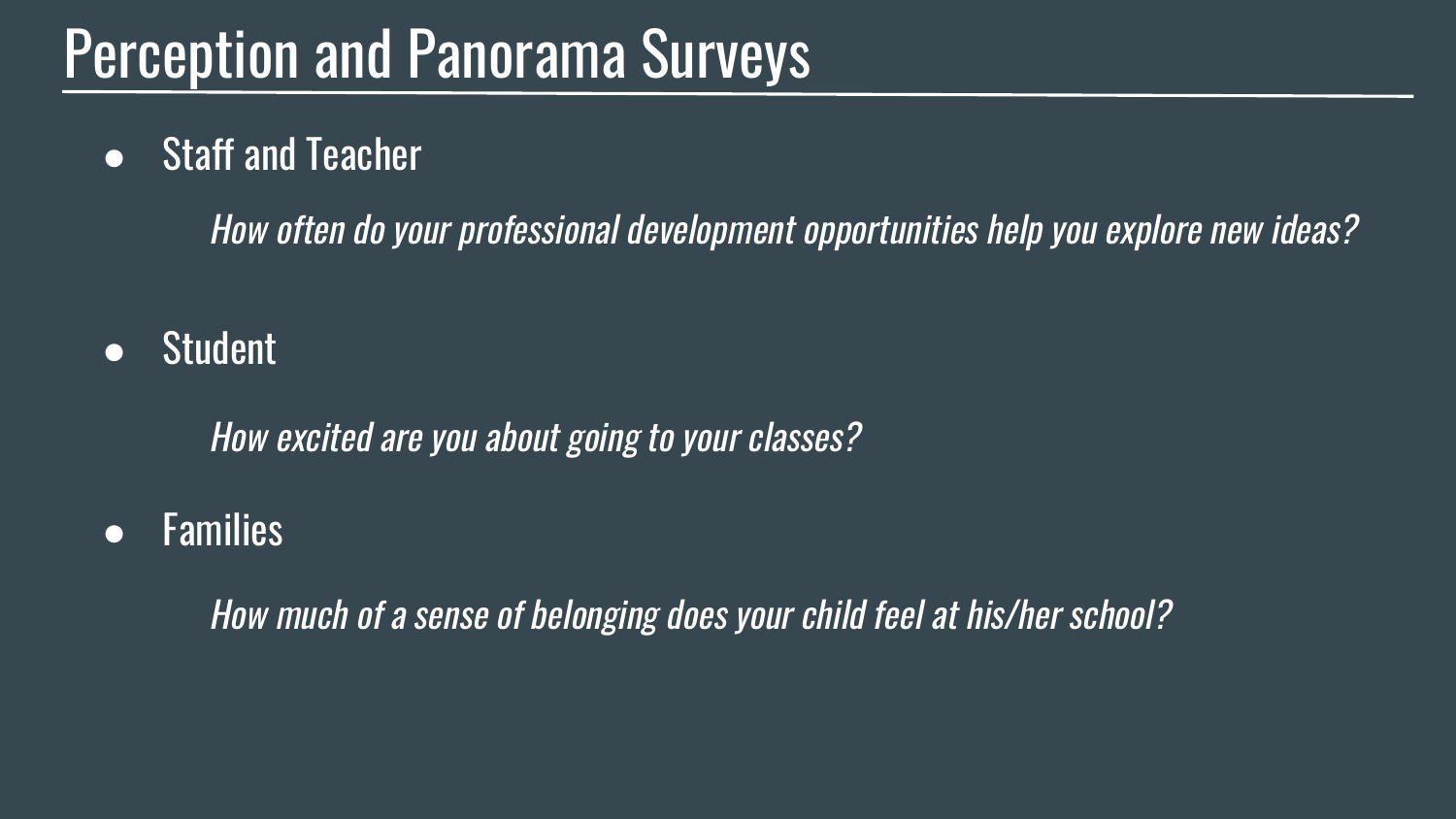# Perception and Panorama Surveys

- Staff and Teacher

  *How often do your professional development opportunities help you explore new ideas?*

- Student

  *How excited are you about going to your classes?*

- Families

  *How much of a sense of belonging does your child feel at his/her school?*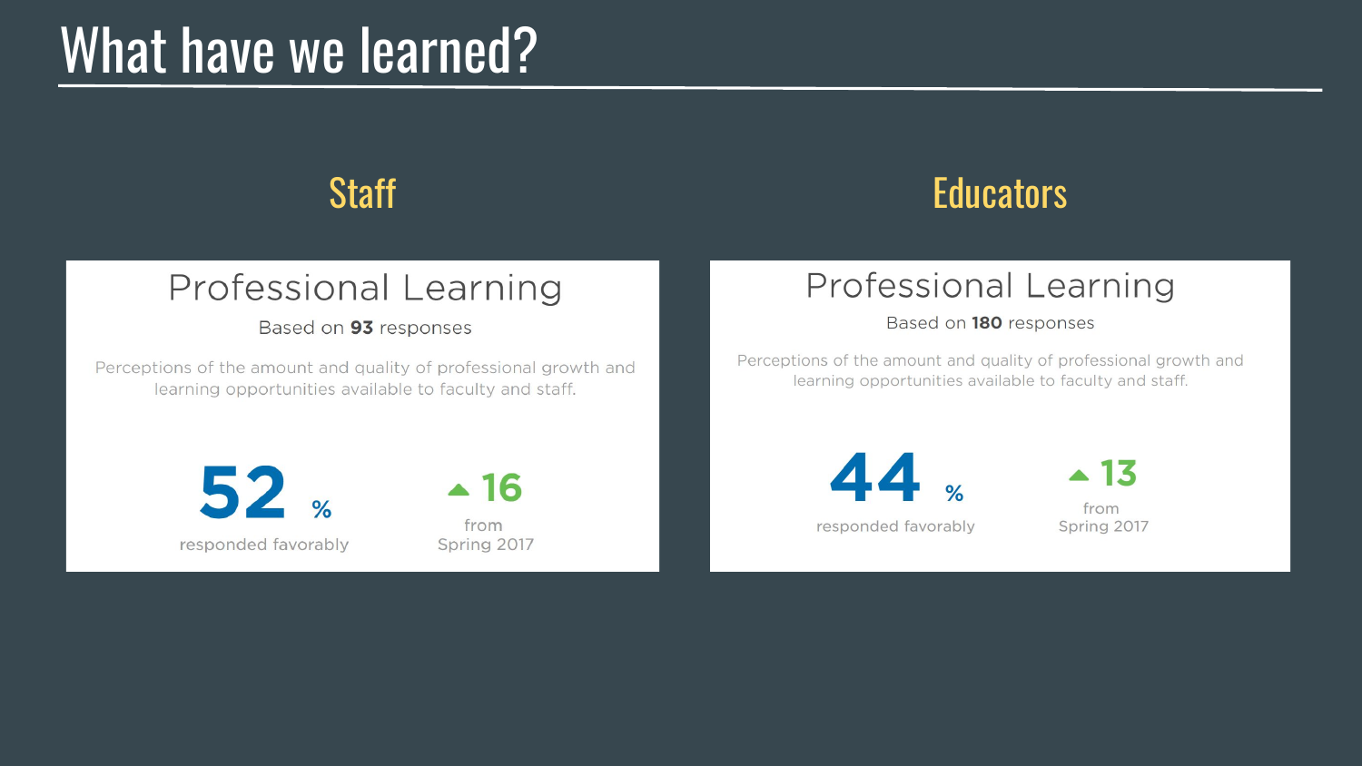# What have we learned?

## Staff

### Professional Learning

Based on **93** responses

Perceptions of the amount and quality of professional growth and learning opportunities available to faculty and staff.

**52** %

responded favorably

▲ **16**

from Spring 2017

## Educators

### Professional Learning

Based on **180** responses

Perceptions of the amount and quality of professional growth and learning opportunities available to faculty and staff.

**44** %

responded favorably

▲ **13**

from Spring 2017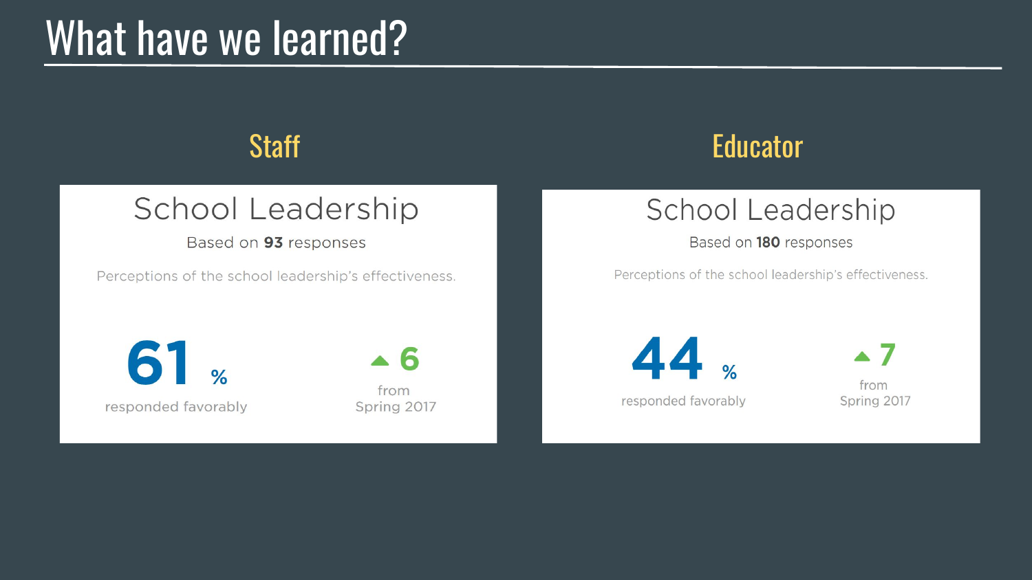# What have we learned?

## Staff

### School Leadership

Based on **93** responses

Perceptions of the school leadership's effectiveness.

**61** %

responded favorably

▲ **6**

from Spring 2017

## Educator

### School Leadership

Based on **180** responses

Perceptions of the school leadership's effectiveness.

**44** %

responded favorably

▲ **7**

from Spring 2017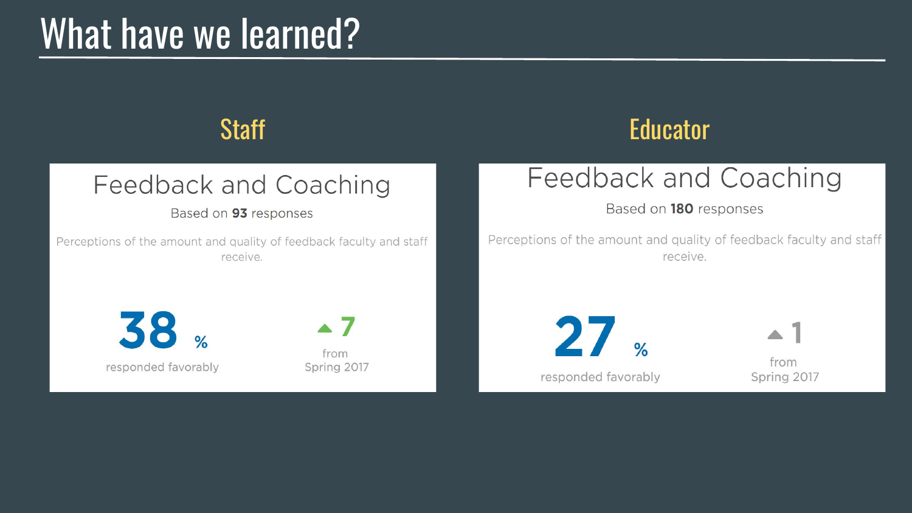# What have we learned?

## Staff

### Feedback and Coaching

Based on **93** responses

Perceptions of the amount and quality of feedback faculty and staff receive.

**38 %** responded favorably

▲ 7 from Spring 2017

## Educator

### Feedback and Coaching

Based on **180** responses

Perceptions of the amount and quality of feedback faculty and staff receive.

**27 %** responded favorably

▲ 1 from Spring 2017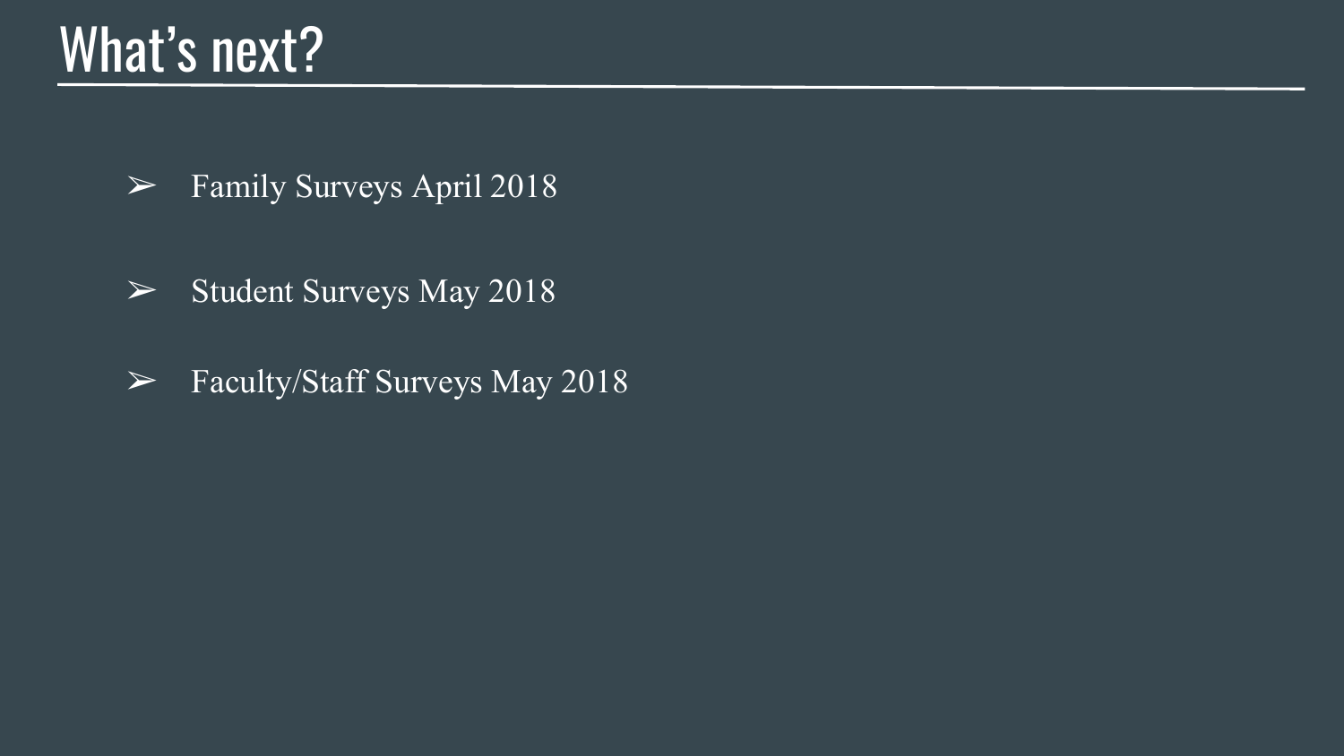# What's next?

- Family Surveys April 2018
- Student Surveys May 2018
- Faculty/Staff Surveys May 2018